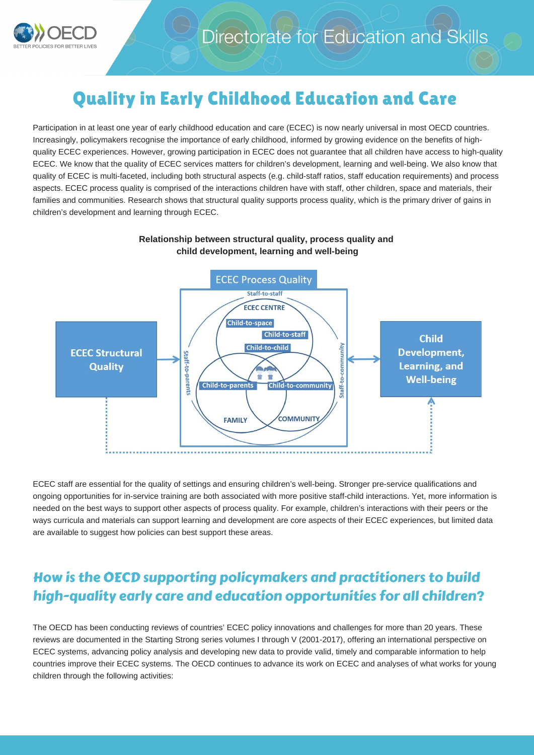# Quality in Early Childhood Education and Care

Participation in at least one year of early childhood education and care (ECEC) is now nearly universal in most OECD countries. Increasingly, policymakers recognise the importance of early childhood, informed by growing evidence on the benefits of high-quality ECEC experiences. However, growing participation in ECEC does not guarantee that all children have access to high-quality ECEC. We know that the quality of ECEC services matters for children's development, learning and well-being. We also know that quality of ECEC is multi-faceted, including both structural aspects (e.g. child-staff ratios, staff education requirements) and process aspects. ECEC process quality is comprised of the interactions children have with staff, other children, space and materials, their families and communities. Research shows that structural quality supports process quality, which is the primary driver of gains in children's development and learning through ECEC.

**Relationship between structural quality, process quality and child development, learning and well-being**

ECEC Structural Quality → ECEC Process Quality ↔ Child Development, Learning, and Well-being

ECEC Process Quality: Staff-to-staff; ECEC CENTRE; Child-to-space; Child-to-staff; Child-to-child; Staff-to-parents; Staff-to-community; Child-to-parents; Child-to-community; FAMILY; COMMUNITY

ECEC staff are essential for the quality of settings and ensuring children's well-being. Stronger pre-service qualifications and ongoing opportunities for in-service training are both associated with more positive staff-child interactions. Yet, more information is needed on the best ways to support other aspects of process quality. For example, children's interactions with their peers or the ways curricula and materials can support learning and development are core aspects of their ECEC experiences, but limited data are available to suggest how policies can best support these areas.

## *How is the OECD supporting policymakers and practitioners to build high-quality early care and education opportunities for all children?*

The OECD has been conducting reviews of countries' ECEC policy innovations and challenges for more than 20 years. These reviews are documented in the Starting Strong series volumes I through V (2001-2017), offering an international perspective on ECEC systems, advancing policy analysis and developing new data to provide valid, timely and comparable information to help countries improve their ECEC systems. The OECD continues to advance its work on ECEC and analyses of what works for young children through the following activities: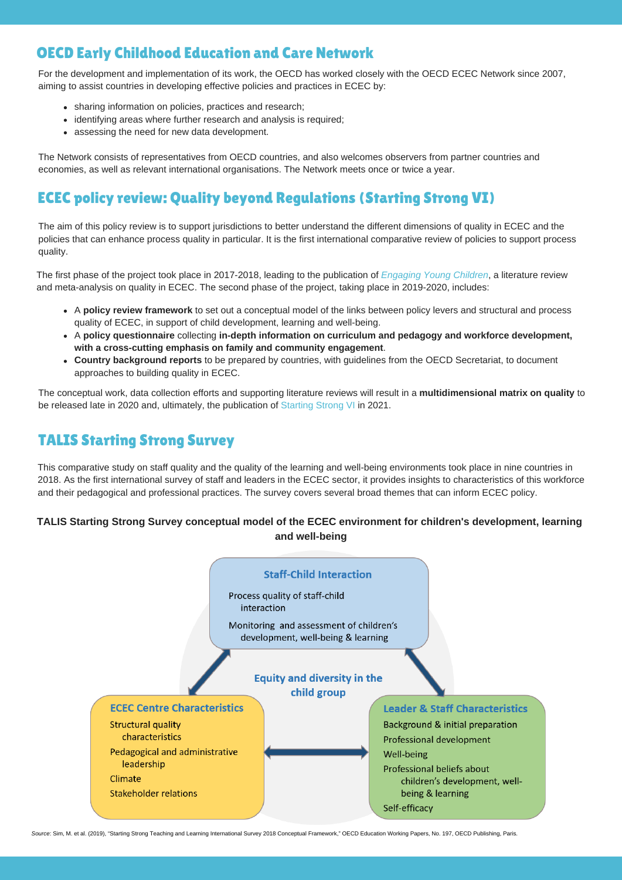## OECD Early Childhood Education and Care Network

For the development and implementation of its work, the OECD has worked closely with the OECD ECEC Network since 2007, aiming to assist countries in developing effective policies and practices in ECEC by:

- sharing information on policies, practices and research;
- identifying areas where further research and analysis is required;
- assessing the need for new data development.

The Network consists of representatives from OECD countries, and also welcomes observers from partner countries and economies, as well as relevant international organisations. The Network meets once or twice a year.

## ECEC policy review: Quality beyond Regulations (Starting Strong VI)

The aim of this policy review is to support jurisdictions to better understand the different dimensions of quality in ECEC and the policies that can enhance process quality in particular. It is the first international comparative review of policies to support process quality.

The first phase of the project took place in 2017-2018, leading to the publication of *Engaging Young Children*, a literature review and meta-analysis on quality in ECEC. The second phase of the project, taking place in 2019-2020, includes:

- A **policy review framework** to set out a conceptual model of the links between policy levers and structural and process quality of ECEC, in support of child development, learning and well-being.
- A **policy questionnaire** collecting **in-depth information on curriculum and pedagogy and workforce development, with a cross-cutting emphasis on family and community engagement**.
- **Country background reports** to be prepared by countries, with guidelines from the OECD Secretariat, to document approaches to building quality in ECEC.

The conceptual work, data collection efforts and supporting literature reviews will result in a **multidimensional matrix on quality** to be released late in 2020 and, ultimately, the publication of Starting Strong VI in 2021.

## TALIS Starting Strong Survey

This comparative study on staff quality and the quality of the learning and well-being environments took place in nine countries in 2018. As the first international survey of staff and leaders in the ECEC sector, it provides insights to characteristics of this workforce and their pedagogical and professional practices. The survey covers several broad themes that can inform ECEC policy.

**TALIS Starting Strong Survey conceptual model of the ECEC environment for children's development, learning and well-being**

**Staff-Child Interaction**
- Process quality of staff-child interaction
- Monitoring and assessment of children's development, well-being & learning

**Equity and diversity in the child group**

**ECEC Centre Characteristics**
- Structural quality characteristics
- Pedagogical and administrative leadership
- Climate
- Stakeholder relations

**Leader & Staff Characteristics**
- Background & initial preparation
- Professional development
- Well-being
- Professional beliefs about children's development, well-being & learning
- Self-efficacy

*Source*: Sim, M. et al. (2019), "Starting Strong Teaching and Learning International Survey 2018 Conceptual Framework," OECD Education Working Papers, No. 197, OECD Publishing, Paris.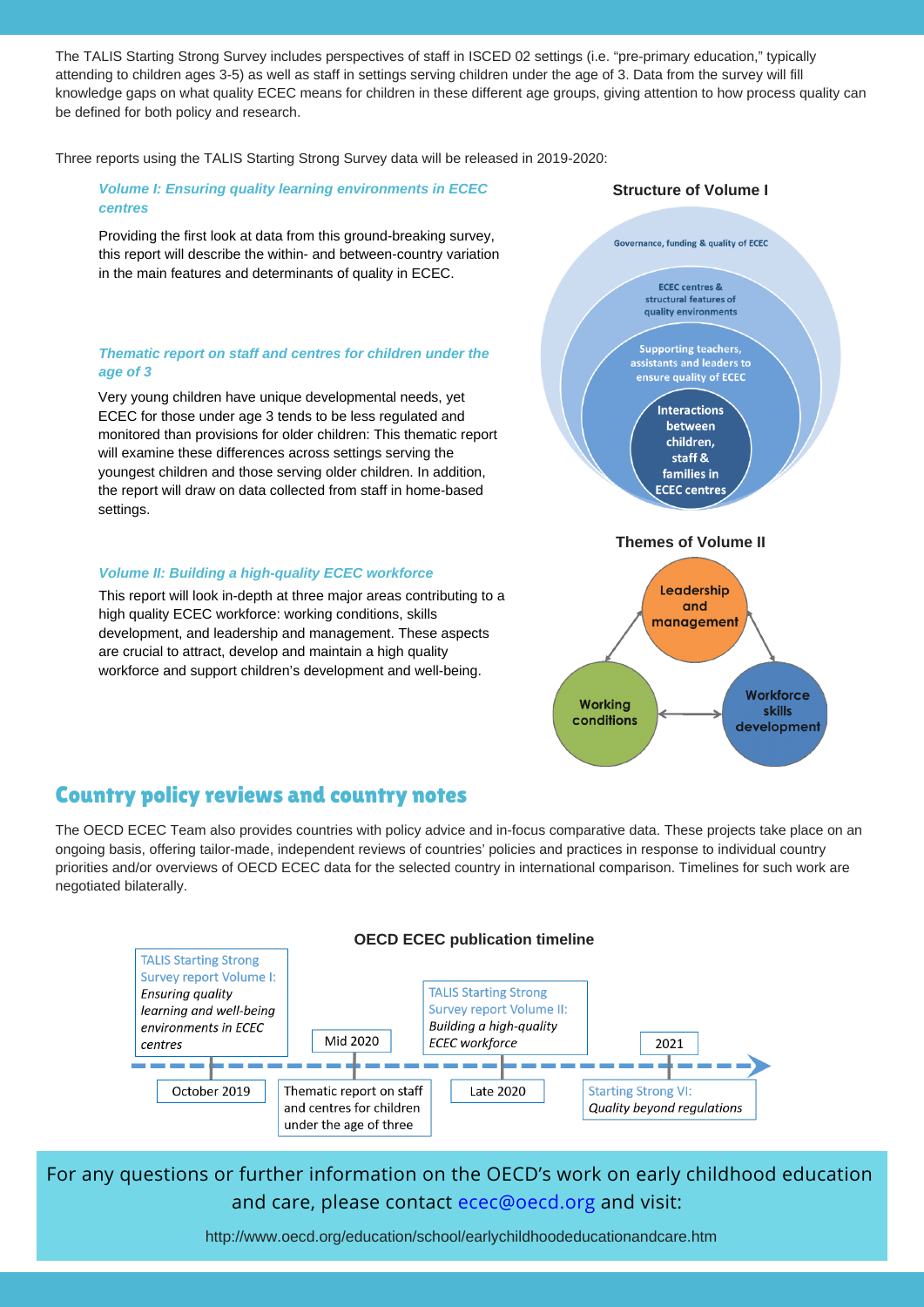The TALIS Starting Strong Survey includes perspectives of staff in ISCED 02 settings (i.e. "pre-primary education," typically attending to children ages 3-5) as well as staff in settings serving children under the age of 3. Data from the survey will fill knowledge gaps on what quality ECEC means for children in these different age groups, giving attention to how process quality can be defined for both policy and research.

Three reports using the TALIS Starting Strong Survey data will be released in 2019-2020:

### *Volume I: Ensuring quality learning environments in ECEC centres*

Providing the first look at data from this ground-breaking survey, this report will describe the within- and between-country variation in the main features and determinants of quality in ECEC.

**Structure of Volume I**

Governance, funding & quality of ECEC

ECEC centres & structural features of quality environments

Supporting teachers, assistants and leaders to ensure quality of ECEC

Interactions between children, staff & families in ECEC centres

### *Thematic report on staff and centres for children under the age of 3*

Very young children have unique developmental needs, yet ECEC for those under age 3 tends to be less regulated and monitored than provisions for older children: This thematic report will examine these differences across settings serving the youngest children and those serving older children. In addition, the report will draw on data collected from staff in home-based settings.

### *Volume II: Building a high-quality ECEC workforce*

This report will look in-depth at three major areas contributing to a high quality ECEC workforce: working conditions, skills development, and leadership and management. These aspects are crucial to attract, develop and maintain a high quality workforce and support children's development and well-being.

**Themes of Volume II**

Leadership and management

Working conditions

Workforce skills development

## Country policy reviews and country notes

The OECD ECEC Team also provides countries with policy advice and in-focus comparative data. These projects take place on an ongoing basis, offering tailor-made, independent reviews of countries' policies and practices in response to individual country priorities and/or overviews of OECD ECEC data for the selected country in international comparison. Timelines for such work are negotiated bilaterally.

**OECD ECEC publication timeline**

October 2019 – TALIS Starting Strong Survey report Volume I: *Ensuring quality learning and well-being environments in ECEC centres*

Mid 2020 – Thematic report on staff and centres for children under the age of three

Late 2020 – TALIS Starting Strong Survey report Volume II: *Building a high-quality ECEC workforce*

2021 – Starting Strong VI: *Quality beyond regulations*

For any questions or further information on the OECD's work on early childhood education and care, please contact ecec@oecd.org and visit:

http://www.oecd.org/education/school/earlychildhoodeducationandcare.htm